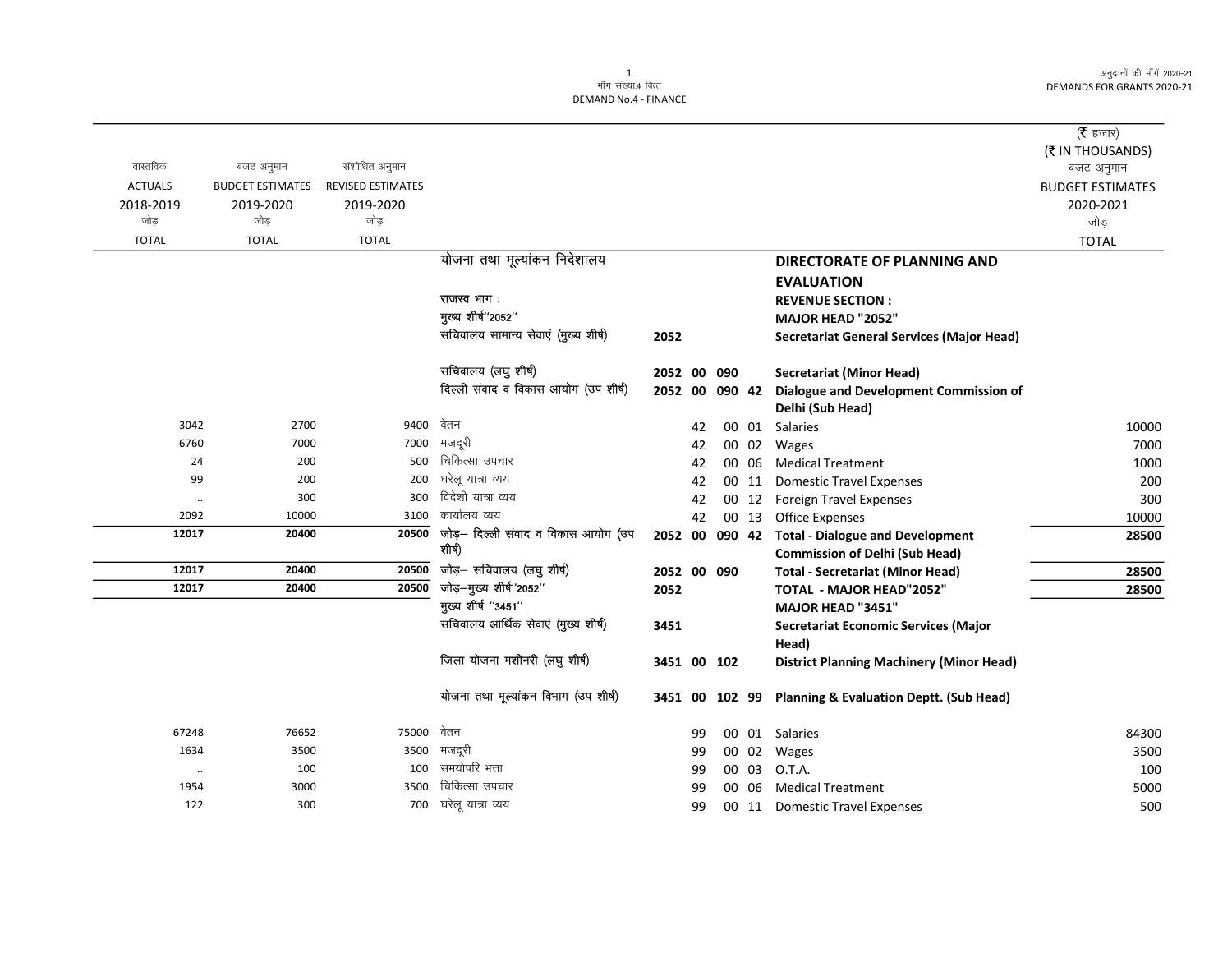माँग संख्या.4 वित्त
DEMAND No.4 - FINANCE

अनुदानों की माँगें 2020-21
DEMANDS FOR GRANTS 2020-21

(₹ हजार)
(₹ IN THOUSANDS)

| वास्तविक ACTUALS 2018-2019 जोड़ TOTAL | बजट अनुमान BUDGET ESTIMATES 2019-2020 जोड़ TOTAL | संशोधित अनुमान REVISED ESTIMATES 2019-2020 जोड़ TOTAL | | | | | | | बजट अनुमान BUDGET ESTIMATES 2020-2021 जोड़ TOTAL |
|---|---|---|---|---|---|---|---|---|---|
| | | | योजना तथा मूल्यांकन निदेशालय | | | | | **DIRECTORATE OF PLANNING AND EVALUATION** | |
| | | | राजस्व भाग : | | | | | **REVENUE SECTION :** | |
| | | | मुख्य शीर्ष''2052'' | | | | | **MAJOR HEAD "2052"** | |
| | | | सचिवालय सामान्य सेवाएं (मुख्य शीर्ष) | **2052** | | | | **Secretariat General Services (Major Head)** | |
| | | | सचिवालय (लघु शीर्ष) | **2052** | **00** | **090** | | **Secretariat (Minor Head)** | |
| | | | दिल्ली संवाद व विकास आयोग (उप शीर्ष) | **2052** | **00** | **090** | **42** | **Dialogue and Development Commission of Delhi (Sub Head)** | |
| 3042 | 2700 | 9400 | वेतन | | 42 | 00 | 01 | Salaries | 10000 |
| 6760 | 7000 | 7000 | मजदूरी | | 42 | 00 | 02 | Wages | 7000 |
| 24 | 200 | 500 | चिकित्सा उपचार | | 42 | 00 | 06 | Medical Treatment | 1000 |
| 99 | 200 | 200 | घरेलू यात्रा व्यय | | 42 | 00 | 11 | Domestic Travel Expenses | 200 |
| .. | 300 | 300 | विदेशी यात्रा व्यय | | 42 | 00 | 12 | Foreign Travel Expenses | 300 |
| 2092 | 10000 | 3100 | कार्यालय व्यय | | 42 | 00 | 13 | Office Expenses | 10000 |
| **12017** | **20400** | **20500** | जोड़– दिल्ली संवाद व विकास आयोग (उप शीर्ष) | **2052** | **00** | **090** | **42** | **Total - Dialogue and Development Commission of Delhi (Sub Head)** | **28500** |
| **12017** | **20400** | **20500** | जोड़– सचिवालय (लघु शीर्ष) | **2052** | **00** | **090** | | **Total - Secretariat (Minor Head)** | **28500** |
| **12017** | **20400** | **20500** | जोड़–मुख्य शीर्ष''2052'' | **2052** | | | | **TOTAL - MAJOR HEAD"2052"** | **28500** |
| | | | मुख्य शीर्ष ''3451'' | | | | | **MAJOR HEAD "3451"** | |
| | | | सचिवालय आर्थिक सेवाएं (मुख्य शीर्ष) | **3451** | | | | **Secretariat Economic Services (Major Head)** | |
| | | | जिला योजना मशीनरी (लघु शीर्ष) | **3451** | **00** | **102** | | **District Planning Machinery (Minor Head)** | |
| | | | योजना तथा मूल्यांकन विभाग (उप शीर्ष) | **3451** | **00** | **102** | **99** | **Planning & Evaluation Deptt. (Sub Head)** | |
| 67248 | 76652 | 75000 | वेतन | | 99 | 00 | 01 | Salaries | 84300 |
| 1634 | 3500 | 3500 | मजदूरी | | 99 | 00 | 02 | Wages | 3500 |
| .. | 100 | 100 | समयोपरि भत्ता | | 99 | 00 | 03 | O.T.A. | 100 |
| 1954 | 3000 | 3500 | चिकित्सा उपचार | | 99 | 00 | 06 | Medical Treatment | 5000 |
| 122 | 300 | 700 | घरेलू यात्रा व्यय | | 99 | 00 | 11 | Domestic Travel Expenses | 500 |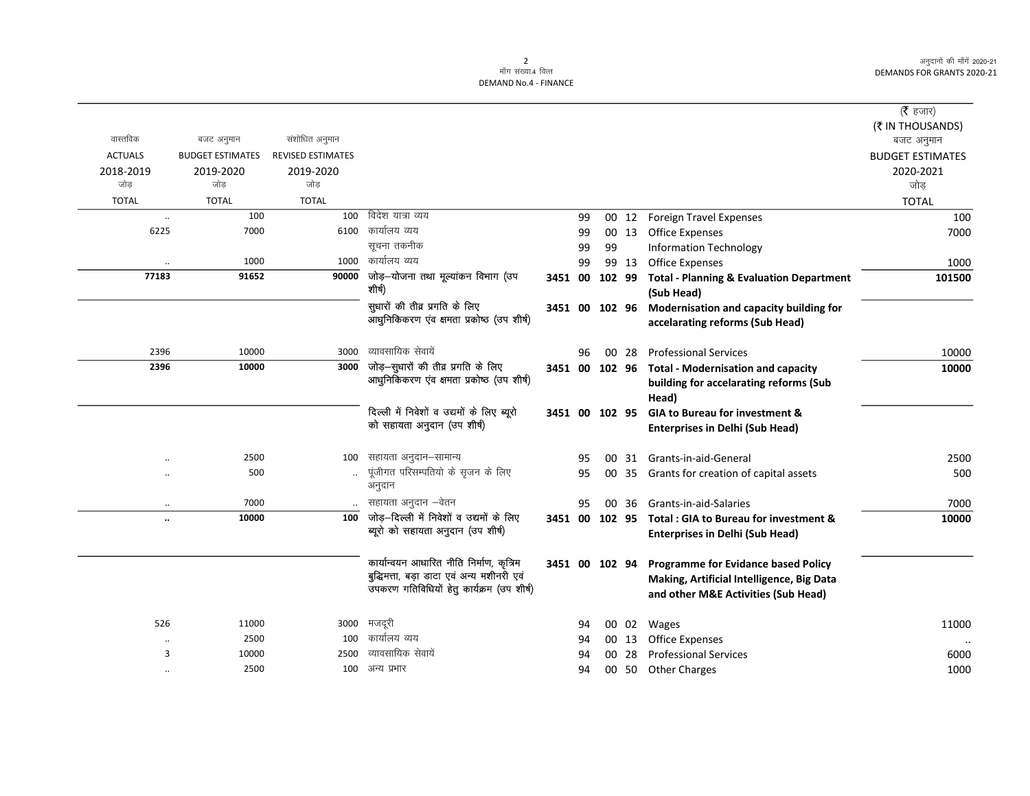| वास्तविक ACTUALS 2018-2019 जोड़ TOTAL | बजट अनुमान BUDGET ESTIMATES 2019-2020 जोड़ TOTAL | संशोधित अनुमान REVISED ESTIMATES 2019-2020 जोड़ TOTAL | | | | | | | (₹ हजार) (₹ IN THOUSANDS) बजट अनुमान BUDGET ESTIMATES 2020-2021 जोड़ TOTAL |
|---|---|---|---|---|---|---|---|---|---|
| .. | 100 | 100 | विदेश यात्रा व्यय | | 99 | 00 | 12 | Foreign Travel Expenses | 100 |
| 6225 | 7000 | 6100 | कार्यालय व्यय | | 99 | 00 | 13 | Office Expenses | 7000 |
| | | | सूचना तकनीक | | 99 | 99 | | Information Technology | |
| .. | 1000 | 1000 | कार्यालय व्यय | | 99 | 99 | 13 | Office Expenses | 1000 |
| **77183** | **91652** | **90000** | जोड़–योजना तथा मूल्यांकन विभाग (उप शीर्ष) | **3451 00** | **102** | **99** | | **Total - Planning & Evaluation Department (Sub Head)** | **101500** |
| | | | सुधारों की तीव्र प्रगति के लिए आधुनिकिकरण एंव क्षमता प्रकोष्ठ (उप शीर्ष) | **3451 00** | **102** | **96** | | **Modernisation and capacity building for accelarating reforms (Sub Head)** | |
| 2396 | 10000 | 3000 | व्यावसायिक सेवायें | | 96 | 00 | 28 | Professional Services | 10000 |
| **2396** | **10000** | **3000** | जोड़–सुधारों की तीव्र प्रगति के लिए आधुनिकिकरण एंव क्षमता प्रकोष्ठ (उप शीर्ष) | **3451 00** | **102** | **96** | | **Total - Modernisation and capacity building for accelarating reforms (Sub Head)** | **10000** |
| | | | दिल्ली में निवेशों व उद्यमों के लिए ब्यूरो को सहायता अनुदान (उप शीर्ष) | **3451 00** | **102** | **95** | | **GIA to Bureau for investment & Enterprises in Delhi (Sub Head)** | |
| .. | 2500 | 100 | सहायता अनुदान–सामान्य | | 95 | 00 | 31 | Grants-in-aid-General | 2500 |
| .. | 500 | .. | पूंजीगत परिसम्पतियो के सृजन के लिए अनुदान | | 95 | 00 | 35 | Grants for creation of capital assets | 500 |
| .. | 7000 | .. | सहायता अनुदान –वेतन | | 95 | 00 | 36 | Grants-in-aid-Salaries | 7000 |
| **..** | **10000** | **100** | जोड़–दिल्ली में निवेशों व उद्यमों के लिए ब्यूरो को सहायता अनुदान (उप शीर्ष) | **3451 00** | **102** | **95** | | **Total : GIA to Bureau for investment & Enterprises in Delhi (Sub Head)** | **10000** |
| | | | कार्यान्वयन आधारित नीति निर्माण, कृत्रिम बुद्धिमत्ता, बड़ा डाटा एवं अन्य मशीनरी एवं उपकरण गतिविधियों हेतु कार्यक्रम (उप शीर्ष) | **3451 00** | **102** | **94** | | **Programme for Evidance based Policy Making, Artificial Intelligence, Big Data and other M&E Activities (Sub Head)** | |
| 526 | 11000 | 3000 | मजदूरी | | 94 | 00 | 02 | Wages | 11000 |
| .. | 2500 | 100 | कार्यालय व्यय | | 94 | 00 | 13 | Office Expenses | .. |
| 3 | 10000 | 2500 | व्यावसायिक सेवायें | | 94 | 00 | 28 | Professional Services | 6000 |
| .. | 2500 | 100 | अन्य प्रभार | | 94 | 00 | 50 | Other Charges | 1000 |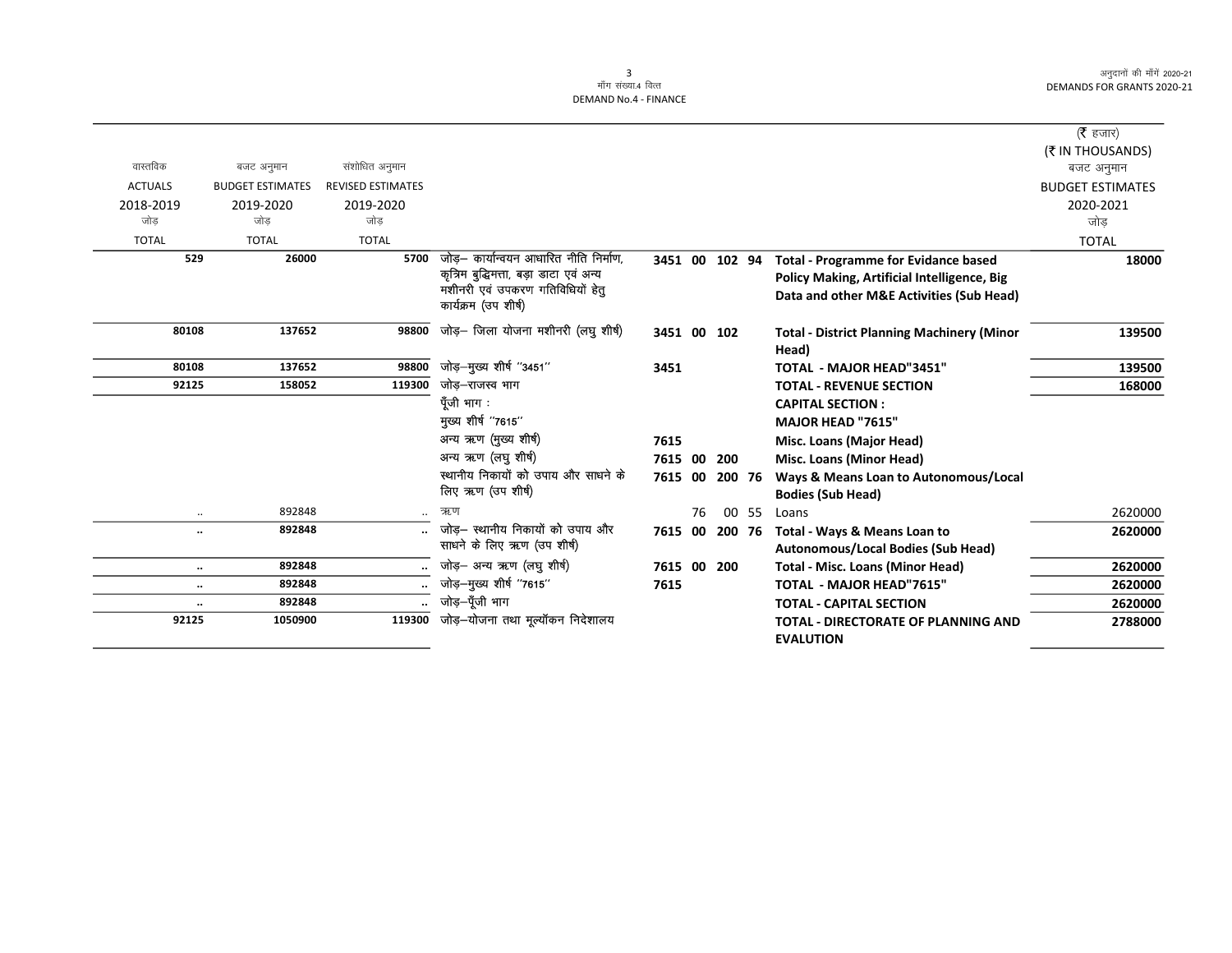| वास्तविक ACTUALS 2018-2019 जोड़ TOTAL | बजट अनुमान BUDGET ESTIMATES 2019-2020 जोड़ TOTAL | संशोधित अनुमान REVISED ESTIMATES 2019-2020 जोड़ TOTAL | | | | (₹ हजार) (₹ IN THOUSANDS) बजट अनुमान BUDGET ESTIMATES 2020-2021 जोड़ TOTAL |
|---|---|---|---|---|---|---|
| 529 | 26000 | 5700 | जोड़– कार्यान्वयन आधारित नीति निर्माण, कृत्रिम बुद्धिमत्ता, बड़ा डाटा एवं अन्य मशीनरी एवं उपकरण गतिविधियों हेतु कार्यक्रम (उप शीर्ष) | 3451 00 102 94 | **Total - Programme for Evidance based Policy Making, Artificial Intelligence, Big Data and other M&E Activities (Sub Head)** | 18000 |
| 80108 | 137652 | 98800 | जोड़– जिला योजना मशीनरी (लघु शीर्ष) | 3451 00 102 | **Total - District Planning Machinery (Minor Head)** | 139500 |
| 80108 | 137652 | 98800 | जोड़–मुख्य शीर्ष ''3451'' | 3451 | **TOTAL - MAJOR HEAD"3451"** | 139500 |
| 92125 | 158052 | 119300 | जोड़–राजस्व भाग | | **TOTAL - REVENUE SECTION** | 168000 |
| | | | पूँजी भाग : | | **CAPITAL SECTION :** | |
| | | | मुख्य शीर्ष ''7615'' | | **MAJOR HEAD "7615"** | |
| | | | अन्य ऋण (मुख्य शीर्ष) | 7615 | **Misc. Loans (Major Head)** | |
| | | | अन्य ऋण (लघु शीर्ष) | 7615 00 200 | **Misc. Loans (Minor Head)** | |
| | | | स्थानीय निकायों को उपाय और साधने के लिए ऋण (उप शीर्ष) | 7615 00 200 76 | **Ways & Means Loan to Autonomous/Local Bodies (Sub Head)** | |
| .. | 892848 | .. | ऋण | 76 00 55 | Loans | 2620000 |
| .. | 892848 | .. | जोड़– स्थानीय निकायों को उपाय और साधने के लिए ऋण (उप शीर्ष) | 7615 00 200 76 | **Total - Ways & Means Loan to Autonomous/Local Bodies (Sub Head)** | 2620000 |
| .. | 892848 | .. | जोड़– अन्य ऋण (लघु शीर्ष) | 7615 00 200 | **Total - Misc. Loans (Minor Head)** | 2620000 |
| .. | 892848 | .. | जोड़–मुख्य शीर्ष ''7615'' | 7615 | **TOTAL - MAJOR HEAD"7615"** | 2620000 |
| .. | 892848 | .. | जोड़–पूँजी भाग | | **TOTAL - CAPITAL SECTION** | 2620000 |
| 92125 | 1050900 | 119300 | जोड़–योजना तथा मूल्यॉकन निदेशालय | | **TOTAL - DIRECTORATE OF PLANNING AND EVALUTION** | 2788000 |